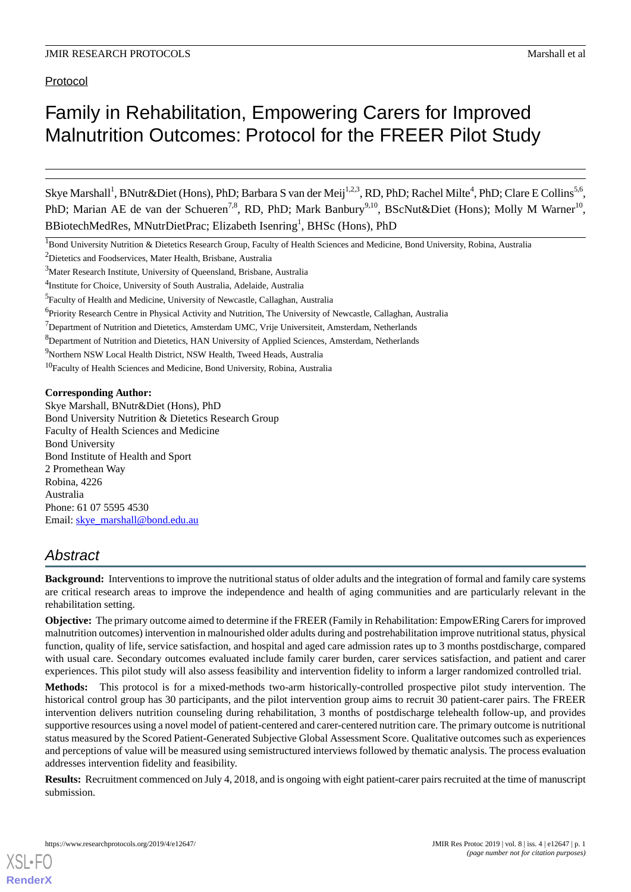Protocol

# Family in Rehabilitation, Empowering Carers for Improved Malnutrition Outcomes: Protocol for the FREER Pilot Study

Skye Marshall[1], BNutr&Diet (Hons), PhD; Barbara S van der Meij[1,2,3], RD, PhD; Rachel Milte[4], PhD; Clare E Collins[5,6], PhD; Marian AE de van der Schueren[7,8], RD, PhD; Mark Banbury[9,10], BScNut&Diet (Hons); Molly M Warner[10], BBiotechMedRes, MNutrDietPrac; Elizabeth Isenring[1], BHSc (Hons), PhD

[1]Bond University Nutrition & Dietetics Research Group, Faculty of Health Sciences and Medicine, Bond University, Robina, Australia

[2]Dietetics and Foodservices, Mater Health, Brisbane, Australia

[3]Mater Research Institute, University of Queensland, Brisbane, Australia

[4]Institute for Choice, University of South Australia, Adelaide, Australia

[5]Faculty of Health and Medicine, University of Newcastle, Callaghan, Australia

[6]Priority Research Centre in Physical Activity and Nutrition, The University of Newcastle, Callaghan, Australia

[7]Department of Nutrition and Dietetics, Amsterdam UMC, Vrije Universiteit, Amsterdam, Netherlands

[8]Department of Nutrition and Dietetics, HAN University of Applied Sciences, Amsterdam, Netherlands

[9]Northern NSW Local Health District, NSW Health, Tweed Heads, Australia

[10]Faculty of Health Sciences and Medicine, Bond University, Robina, Australia

**Corresponding Author:**
Skye Marshall, BNutr&Diet (Hons), PhD
Bond University Nutrition & Dietetics Research Group
Faculty of Health Sciences and Medicine
Bond University
Bond Institute of Health and Sport
2 Promethean Way
Robina, 4226
Australia
Phone: 61 07 5595 4530
Email: skye_marshall@bond.edu.au

## Abstract

**Background:** Interventions to improve the nutritional status of older adults and the integration of formal and family care systems are critical research areas to improve the independence and health of aging communities and are particularly relevant in the rehabilitation setting.

**Objective:** The primary outcome aimed to determine if the FREER (Family in Rehabilitation: EmpowERing Carers for improved malnutrition outcomes) intervention in malnourished older adults during and postrehabilitation improve nutritional status, physical function, quality of life, service satisfaction, and hospital and aged care admission rates up to 3 months postdischarge, compared with usual care. Secondary outcomes evaluated include family carer burden, carer services satisfaction, and patient and carer experiences. This pilot study will also assess feasibility and intervention fidelity to inform a larger randomized controlled trial.

**Methods:** This protocol is for a mixed-methods two-arm historically-controlled prospective pilot study intervention. The historical control group has 30 participants, and the pilot intervention group aims to recruit 30 patient-carer pairs. The FREER intervention delivers nutrition counseling during rehabilitation, 3 months of postdischarge telehealth follow-up, and provides supportive resources using a novel model of patient-centered and carer-centered nutrition care. The primary outcome is nutritional status measured by the Scored Patient-Generated Subjective Global Assessment Score. Qualitative outcomes such as experiences and perceptions of value will be measured using semistructured interviews followed by thematic analysis. The process evaluation addresses intervention fidelity and feasibility.

**Results:** Recruitment commenced on July 4, 2018, and is ongoing with eight patient-carer pairs recruited at the time of manuscript submission.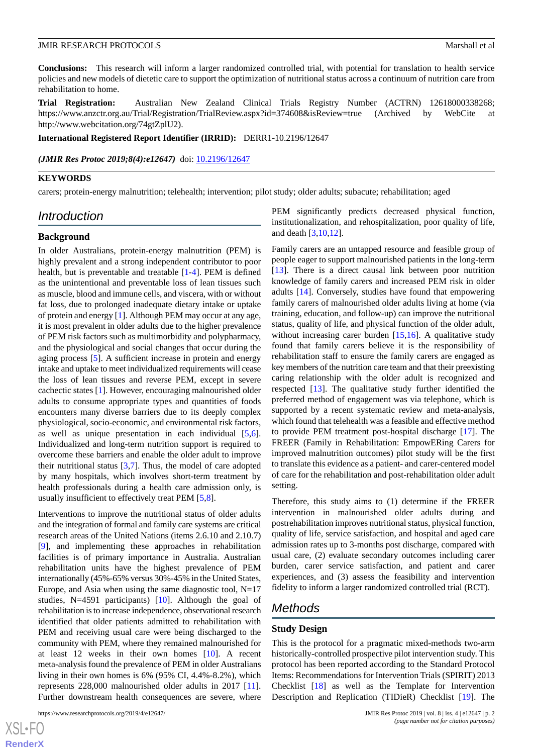**Conclusions:** This research will inform a larger randomized controlled trial, with potential for translation to health service policies and new models of dietetic care to support the optimization of nutritional status across a continuum of nutrition care from rehabilitation to home.

**Trial Registration:** Australian New Zealand Clinical Trials Registry Number (ACTRN) 12618000338268; https://www.anzctr.org.au/Trial/Registration/TrialReview.aspx?id=374608&isReview=true (Archived by WebCite at http://www.webcitation.org/74gtZplU2).

**International Registered Report Identifier (IRRID):** DERR1-10.2196/12647

***(JMIR Res Protoc 2019;8(4):e12647)*** doi: 10.2196/12647

**KEYWORDS**

carers; protein-energy malnutrition; telehealth; intervention; pilot study; older adults; subacute; rehabilitation; aged

## Introduction

### Background

In older Australians, protein-energy malnutrition (PEM) is highly prevalent and a strong independent contributor to poor health, but is preventable and treatable [1-4]. PEM is defined as the unintentional and preventable loss of lean tissues such as muscle, blood and immune cells, and viscera, with or without fat loss, due to prolonged inadequate dietary intake or uptake of protein and energy [1]. Although PEM may occur at any age, it is most prevalent in older adults due to the higher prevalence of PEM risk factors such as multimorbidity and polypharmacy, and the physiological and social changes that occur during the aging process [5]. A sufficient increase in protein and energy intake and uptake to meet individualized requirements will cease the loss of lean tissues and reverse PEM, except in severe cachectic states [1]. However, encouraging malnourished older adults to consume appropriate types and quantities of foods encounters many diverse barriers due to its deeply complex physiological, socio-economic, and environmental risk factors, as well as unique presentation in each individual [5,6]. Individualized and long-term nutrition support is required to overcome these barriers and enable the older adult to improve their nutritional status [3,7]. Thus, the model of care adopted by many hospitals, which involves short-term treatment by health professionals during a health care admission only, is usually insufficient to effectively treat PEM [5,8].

Interventions to improve the nutritional status of older adults and the integration of formal and family care systems are critical research areas of the United Nations (items 2.6.10 and 2.10.7) [9], and implementing these approaches in rehabilitation facilities is of primary importance in Australia. Australian rehabilitation units have the highest prevalence of PEM internationally (45%-65% versus 30%-45% in the United States, Europe, and Asia when using the same diagnostic tool, N=17 studies, N=4591 participants) [10]. Although the goal of rehabilitation is to increase independence, observational research identified that older patients admitted to rehabilitation with PEM and receiving usual care were being discharged to the community with PEM, where they remained malnourished for at least 12 weeks in their own homes [10]. A recent meta-analysis found the prevalence of PEM in older Australians living in their own homes is 6% (95% CI, 4.4%-8.2%), which represents 228,000 malnourished older adults in 2017 [11]. Further downstream health consequences are severe, where PEM significantly predicts decreased physical function, institutionalization, and rehospitalization, poor quality of life, and death [3,10,12].

Family carers are an untapped resource and feasible group of people eager to support malnourished patients in the long-term [13]. There is a direct causal link between poor nutrition knowledge of family carers and increased PEM risk in older adults [14]. Conversely, studies have found that empowering family carers of malnourished older adults living at home (via training, education, and follow-up) can improve the nutritional status, quality of life, and physical function of the older adult, without increasing carer burden [15,16]. A qualitative study found that family carers believe it is the responsibility of rehabilitation staff to ensure the family carers are engaged as key members of the nutrition care team and that their preexisting caring relationship with the older adult is recognized and respected [13]. The qualitative study further identified the preferred method of engagement was via telephone, which is supported by a recent systematic review and meta-analysis, which found that telehealth was a feasible and effective method to provide PEM treatment post-hospital discharge [17]. The FREER (Family in Rehabilitation: EmpowERing Carers for improved malnutrition outcomes) pilot study will be the first to translate this evidence as a patient- and carer-centered model of care for the rehabilitation and post-rehabilitation older adult setting.

Therefore, this study aims to (1) determine if the FREER intervention in malnourished older adults during and postrehabilitation improves nutritional status, physical function, quality of life, service satisfaction, and hospital and aged care admission rates up to 3-months post discharge, compared with usual care, (2) evaluate secondary outcomes including carer burden, carer service satisfaction, and patient and carer experiences, and (3) assess the feasibility and intervention fidelity to inform a larger randomized controlled trial (RCT).

## Methods

### Study Design

This is the protocol for a pragmatic mixed-methods two-arm historically-controlled prospective pilot intervention study. This protocol has been reported according to the Standard Protocol Items: Recommendations for Intervention Trials (SPIRIT) 2013 Checklist [18] as well as the Template for Intervention Description and Replication (TIDieR) Checklist [19]. The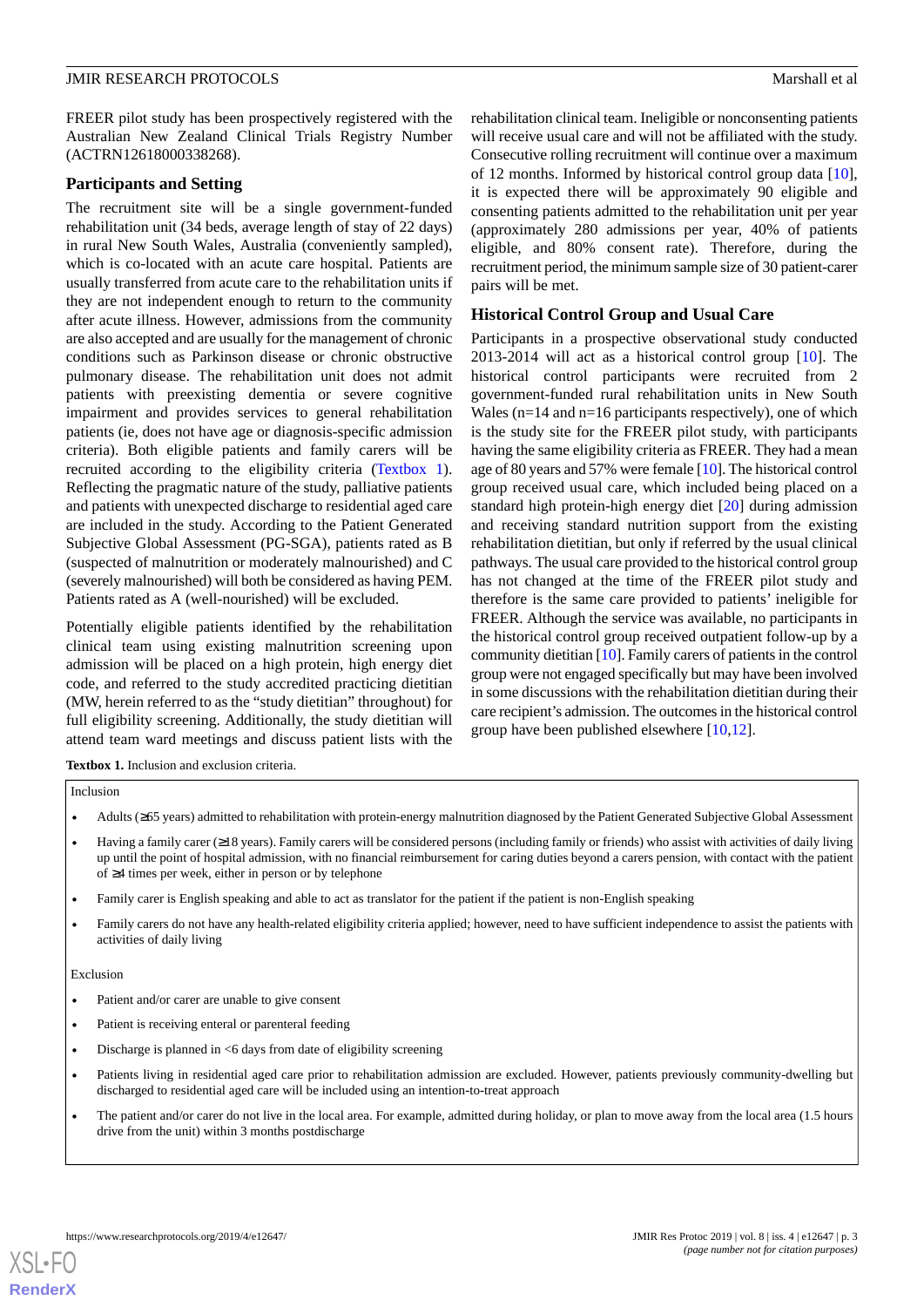FREER pilot study has been prospectively registered with the Australian New Zealand Clinical Trials Registry Number (ACTRN12618000338268).

## Participants and Setting

The recruitment site will be a single government-funded rehabilitation unit (34 beds, average length of stay of 22 days) in rural New South Wales, Australia (conveniently sampled), which is co-located with an acute care hospital. Patients are usually transferred from acute care to the rehabilitation units if they are not independent enough to return to the community after acute illness. However, admissions from the community are also accepted and are usually for the management of chronic conditions such as Parkinson disease or chronic obstructive pulmonary disease. The rehabilitation unit does not admit patients with preexisting dementia or severe cognitive impairment and provides services to general rehabilitation patients (ie, does not have age or diagnosis-specific admission criteria). Both eligible patients and family carers will be recruited according to the eligibility criteria (Textbox 1). Reflecting the pragmatic nature of the study, palliative patients and patients with unexpected discharge to residential aged care are included in the study. According to the Patient Generated Subjective Global Assessment (PG-SGA), patients rated as B (suspected of malnutrition or moderately malnourished) and C (severely malnourished) will both be considered as having PEM. Patients rated as A (well-nourished) will be excluded.

Potentially eligible patients identified by the rehabilitation clinical team using existing malnutrition screening upon admission will be placed on a high protein, high energy diet code, and referred to the study accredited practicing dietitian (MW, herein referred to as the "study dietitian" throughout) for full eligibility screening. Additionally, the study dietitian will attend team ward meetings and discuss patient lists with the rehabilitation clinical team. Ineligible or nonconsenting patients will receive usual care and will not be affiliated with the study. Consecutive rolling recruitment will continue over a maximum of 12 months. Informed by historical control group data [10], it is expected there will be approximately 90 eligible and consenting patients admitted to the rehabilitation unit per year (approximately 280 admissions per year, 40% of patients eligible, and 80% consent rate). Therefore, during the recruitment period, the minimum sample size of 30 patient-carer pairs will be met.

## Historical Control Group and Usual Care

Participants in a prospective observational study conducted 2013-2014 will act as a historical control group [10]. The historical control participants were recruited from 2 government-funded rural rehabilitation units in New South Wales (n=14 and n=16 participants respectively), one of which is the study site for the FREER pilot study, with participants having the same eligibility criteria as FREER. They had a mean age of 80 years and 57% were female [10]. The historical control group received usual care, which included being placed on a standard high protein-high energy diet [20] during admission and receiving standard nutrition support from the existing rehabilitation dietitian, but only if referred by the usual clinical pathways. The usual care provided to the historical control group has not changed at the time of the FREER pilot study and therefore is the same care provided to patients' ineligible for FREER. Although the service was available, no participants in the historical control group received outpatient follow-up by a community dietitian [10]. Family carers of patients in the control group were not engaged specifically but may have been involved in some discussions with the rehabilitation dietitian during their care recipient's admission. The outcomes in the historical control group have been published elsewhere [10,12].

**Textbox 1.** Inclusion and exclusion criteria.

Inclusion

- Adults (≥65 years) admitted to rehabilitation with protein-energy malnutrition diagnosed by the Patient Generated Subjective Global Assessment
- Having a family carer (≥18 years). Family carers will be considered persons (including family or friends) who assist with activities of daily living up until the point of hospital admission, with no financial reimbursement for caring duties beyond a carers pension, with contact with the patient of ≥4 times per week, either in person or by telephone
- Family carer is English speaking and able to act as translator for the patient if the patient is non-English speaking
- Family carers do not have any health-related eligibility criteria applied; however, need to have sufficient independence to assist the patients with activities of daily living

Exclusion

- Patient and/or carer are unable to give consent
- Patient is receiving enteral or parenteral feeding
- Discharge is planned in <6 days from date of eligibility screening
- Patients living in residential aged care prior to rehabilitation admission are excluded. However, patients previously community-dwelling but discharged to residential aged care will be included using an intention-to-treat approach
- The patient and/or carer do not live in the local area. For example, admitted during holiday, or plan to move away from the local area (1.5 hours drive from the unit) within 3 months postdischarge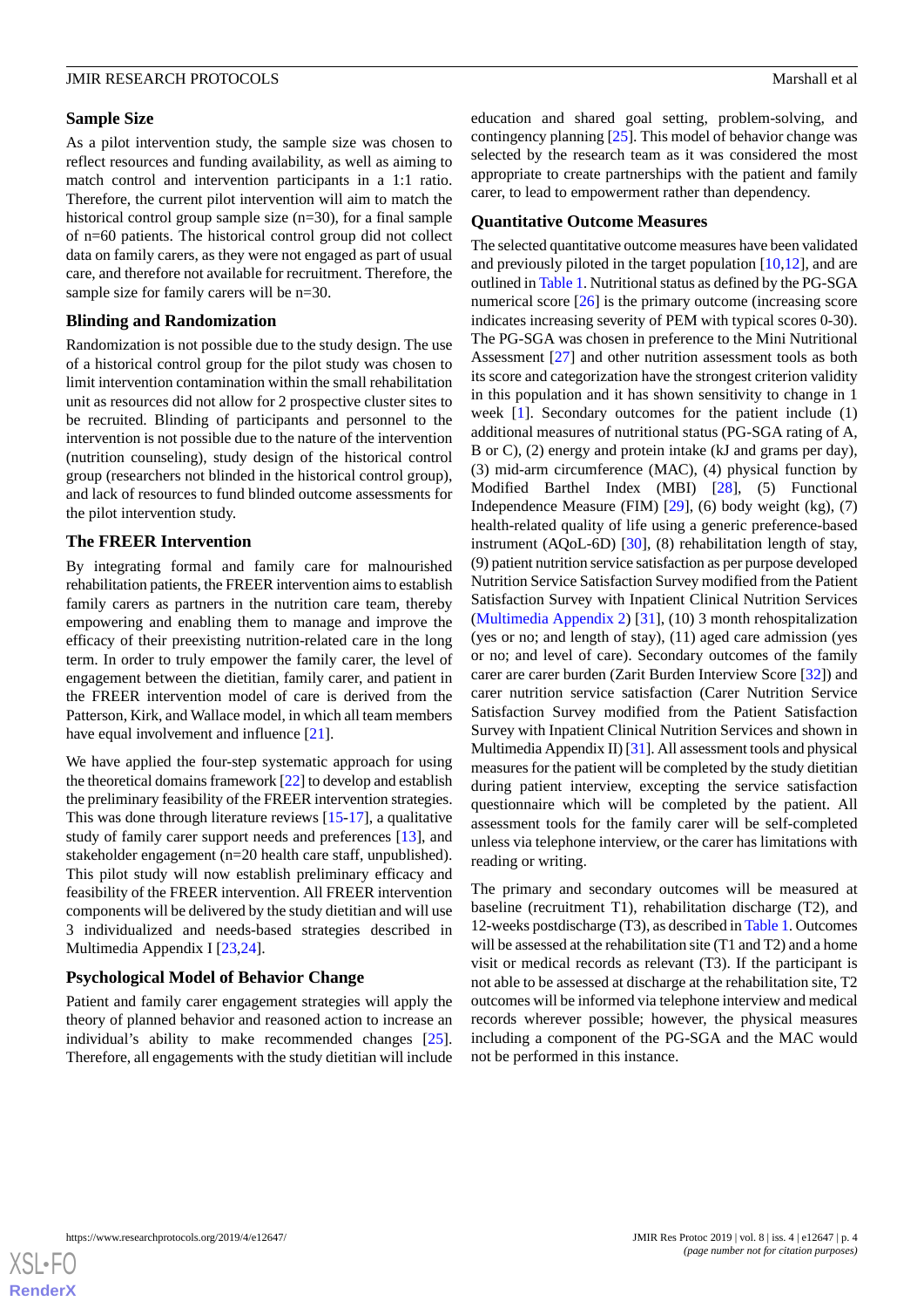## Sample Size

As a pilot intervention study, the sample size was chosen to reflect resources and funding availability, as well as aiming to match control and intervention participants in a 1:1 ratio. Therefore, the current pilot intervention will aim to match the historical control group sample size (n=30), for a final sample of n=60 patients. The historical control group did not collect data on family carers, as they were not engaged as part of usual care, and therefore not available for recruitment. Therefore, the sample size for family carers will be n=30.

## Blinding and Randomization

Randomization is not possible due to the study design. The use of a historical control group for the pilot study was chosen to limit intervention contamination within the small rehabilitation unit as resources did not allow for 2 prospective cluster sites to be recruited. Blinding of participants and personnel to the intervention is not possible due to the nature of the intervention (nutrition counseling), study design of the historical control group (researchers not blinded in the historical control group), and lack of resources to fund blinded outcome assessments for the pilot intervention study.

## The FREER Intervention

By integrating formal and family care for malnourished rehabilitation patients, the FREER intervention aims to establish family carers as partners in the nutrition care team, thereby empowering and enabling them to manage and improve the efficacy of their preexisting nutrition-related care in the long term. In order to truly empower the family carer, the level of engagement between the dietitian, family carer, and patient in the FREER intervention model of care is derived from the Patterson, Kirk, and Wallace model, in which all team members have equal involvement and influence [21].

We have applied the four-step systematic approach for using the theoretical domains framework [22] to develop and establish the preliminary feasibility of the FREER intervention strategies. This was done through literature reviews [15-17], a qualitative study of family carer support needs and preferences [13], and stakeholder engagement (n=20 health care staff, unpublished). This pilot study will now establish preliminary efficacy and feasibility of the FREER intervention. All FREER intervention components will be delivered by the study dietitian and will use 3 individualized and needs-based strategies described in Multimedia Appendix I [23,24].

## Psychological Model of Behavior Change

Patient and family carer engagement strategies will apply the theory of planned behavior and reasoned action to increase an individual's ability to make recommended changes [25]. Therefore, all engagements with the study dietitian will include education and shared goal setting, problem-solving, and contingency planning [25]. This model of behavior change was selected by the research team as it was considered the most appropriate to create partnerships with the patient and family carer, to lead to empowerment rather than dependency.

## Quantitative Outcome Measures

The selected quantitative outcome measures have been validated and previously piloted in the target population [10,12], and are outlined in Table 1. Nutritional status as defined by the PG-SGA numerical score [26] is the primary outcome (increasing score indicates increasing severity of PEM with typical scores 0-30). The PG-SGA was chosen in preference to the Mini Nutritional Assessment [27] and other nutrition assessment tools as both its score and categorization have the strongest criterion validity in this population and it has shown sensitivity to change in 1 week [1]. Secondary outcomes for the patient include (1) additional measures of nutritional status (PG-SGA rating of A, B or C), (2) energy and protein intake (kJ and grams per day), (3) mid-arm circumference (MAC), (4) physical function by Modified Barthel Index (MBI) [28], (5) Functional Independence Measure (FIM) [29], (6) body weight (kg), (7) health-related quality of life using a generic preference-based instrument (AQoL-6D) [30], (8) rehabilitation length of stay, (9) patient nutrition service satisfaction as per purpose developed Nutrition Service Satisfaction Survey modified from the Patient Satisfaction Survey with Inpatient Clinical Nutrition Services (Multimedia Appendix 2) [31], (10) 3 month rehospitalization (yes or no; and length of stay), (11) aged care admission (yes or no; and level of care). Secondary outcomes of the family carer are carer burden (Zarit Burden Interview Score [32]) and carer nutrition service satisfaction (Carer Nutrition Service Satisfaction Survey modified from the Patient Satisfaction Survey with Inpatient Clinical Nutrition Services and shown in Multimedia Appendix II) [31]. All assessment tools and physical measures for the patient will be completed by the study dietitian during patient interview, excepting the service satisfaction questionnaire which will be completed by the patient. All assessment tools for the family carer will be self-completed unless via telephone interview, or the carer has limitations with reading or writing.

The primary and secondary outcomes will be measured at baseline (recruitment T1), rehabilitation discharge (T2), and 12-weeks postdischarge (T3), as described in Table 1. Outcomes will be assessed at the rehabilitation site (T1 and T2) and a home visit or medical records as relevant (T3). If the participant is not able to be assessed at discharge at the rehabilitation site, T2 outcomes will be informed via telephone interview and medical records wherever possible; however, the physical measures including a component of the PG-SGA and the MAC would not be performed in this instance.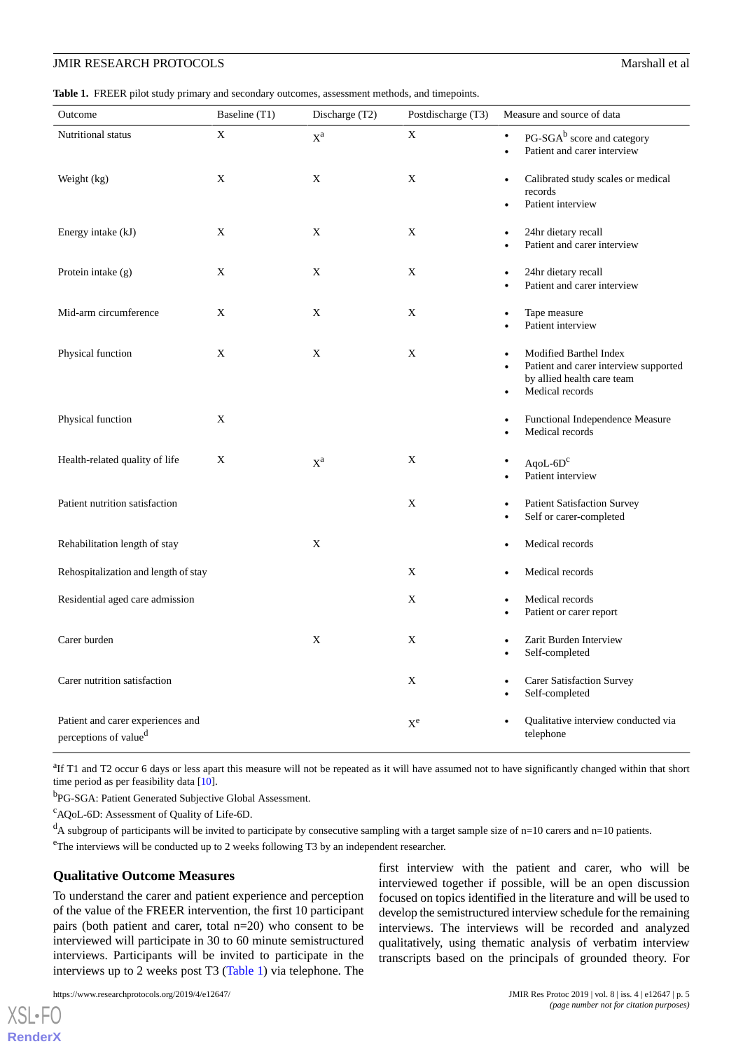**Table 1.** FREER pilot study primary and secondary outcomes, assessment methods, and timepoints.

| Outcome | Baseline (T1) | Discharge (T2) | Postdischarge (T3) | Measure and source of data |
|---|---|---|---|---|
| Nutritional status | X | X[a] | X | • PG-SGA[b] score and category<br>• Patient and carer interview |
| Weight (kg) | X | X | X | • Calibrated study scales or medical records<br>• Patient interview |
| Energy intake (kJ) | X | X | X | • 24hr dietary recall<br>• Patient and carer interview |
| Protein intake (g) | X | X | X | • 24hr dietary recall<br>• Patient and carer interview |
| Mid-arm circumference | X | X | X | • Tape measure<br>• Patient interview |
| Physical function | X | X | X | • Modified Barthel Index<br>• Patient and carer interview supported by allied health care team<br>• Medical records |
| Physical function | X | | | • Functional Independence Measure<br>• Medical records |
| Health-related quality of life | X | X[a] | X | • AqoL-6D[c]<br>• Patient interview |
| Patient nutrition satisfaction | | | X | • Patient Satisfaction Survey<br>• Self or carer-completed |
| Rehabilitation length of stay | | X | | • Medical records |
| Rehospitalization and length of stay | | | X | • Medical records |
| Residential aged care admission | | | X | • Medical records<br>• Patient or carer report |
| Carer burden | | X | X | • Zarit Burden Interview<br>• Self-completed |
| Carer nutrition satisfaction | | | X | • Carer Satisfaction Survey<br>• Self-completed |
| Patient and carer experiences and perceptions of value[d] | | | X[e] | • Qualitative interview conducted via telephone |

[a]If T1 and T2 occur 6 days or less apart this measure will not be repeated as it will have assumed not to have significantly changed within that short time period as per feasibility data [10].

[b]PG-SGA: Patient Generated Subjective Global Assessment.

[c]AQoL-6D: Assessment of Quality of Life-6D.

[d]A subgroup of participants will be invited to participate by consecutive sampling with a target sample size of n=10 carers and n=10 patients.

[e]The interviews will be conducted up to 2 weeks following T3 by an independent researcher.

## Qualitative Outcome Measures

To understand the carer and patient experience and perception of the value of the FREER intervention, the first 10 participant pairs (both patient and carer, total n=20) who consent to be interviewed will participate in 30 to 60 minute semistructured interviews. Participants will be invited to participate in the interviews up to 2 weeks post T3 (Table 1) via telephone. The first interview with the patient and carer, who will be interviewed together if possible, will be an open discussion focused on topics identified in the literature and will be used to develop the semistructured interview schedule for the remaining interviews. The interviews will be recorded and analyzed qualitatively, using thematic analysis of verbatim interview transcripts based on the principals of grounded theory. For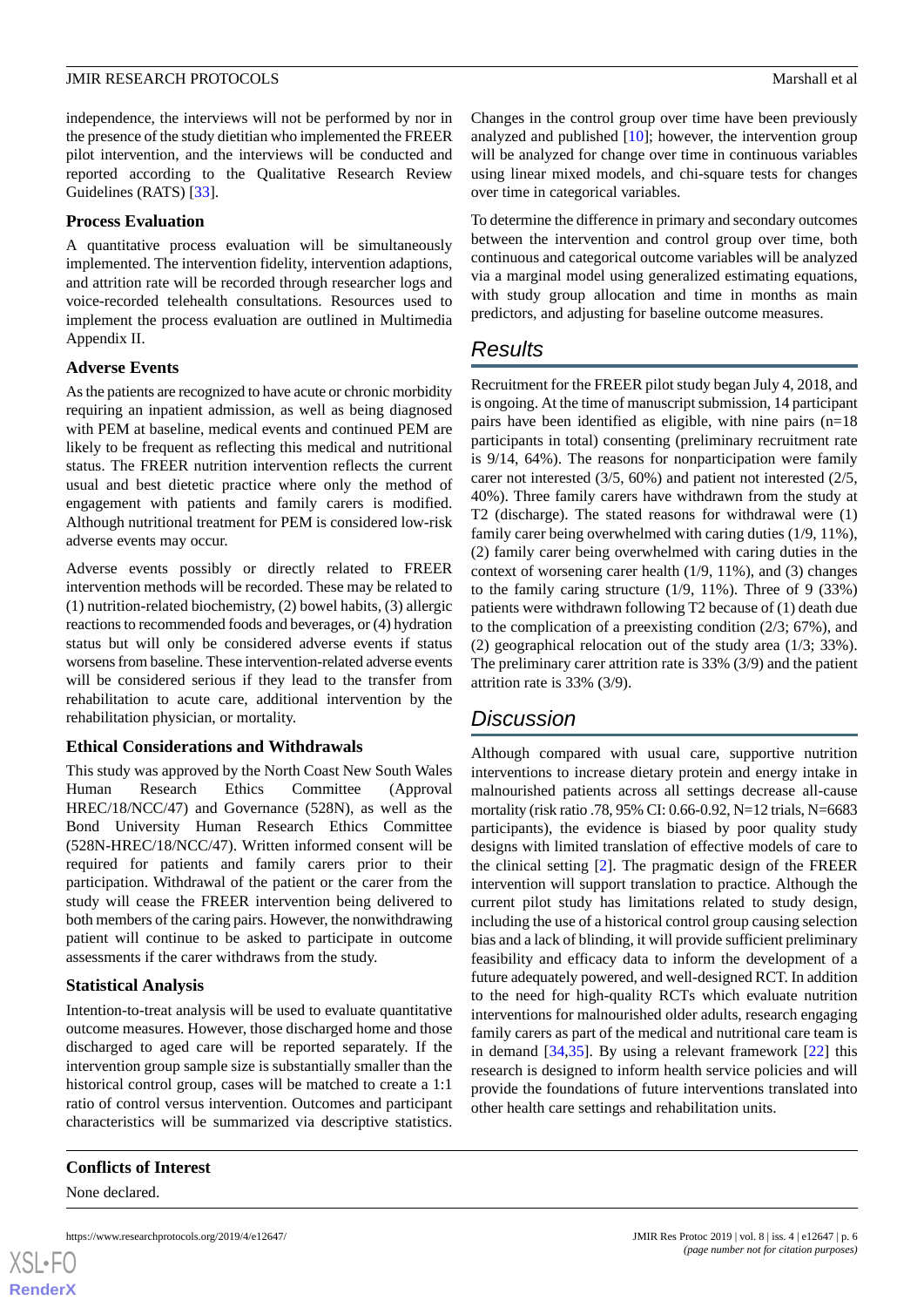independence, the interviews will not be performed by nor in the presence of the study dietitian who implemented the FREER pilot intervention, and the interviews will be conducted and reported according to the Qualitative Research Review Guidelines (RATS) [33].

### Process Evaluation

A quantitative process evaluation will be simultaneously implemented. The intervention fidelity, intervention adaptions, and attrition rate will be recorded through researcher logs and voice-recorded telehealth consultations. Resources used to implement the process evaluation are outlined in Multimedia Appendix II.

### Adverse Events

As the patients are recognized to have acute or chronic morbidity requiring an inpatient admission, as well as being diagnosed with PEM at baseline, medical events and continued PEM are likely to be frequent as reflecting this medical and nutritional status. The FREER nutrition intervention reflects the current usual and best dietetic practice where only the method of engagement with patients and family carers is modified. Although nutritional treatment for PEM is considered low-risk adverse events may occur.

Adverse events possibly or directly related to FREER intervention methods will be recorded. These may be related to (1) nutrition-related biochemistry, (2) bowel habits, (3) allergic reactions to recommended foods and beverages, or (4) hydration status but will only be considered adverse events if status worsens from baseline. These intervention-related adverse events will be considered serious if they lead to the transfer from rehabilitation to acute care, additional intervention by the rehabilitation physician, or mortality.

### Ethical Considerations and Withdrawals

This study was approved by the North Coast New South Wales Human Research Ethics Committee (Approval HREC/18/NCC/47) and Governance (528N), as well as the Bond University Human Research Ethics Committee (528N-HREC/18/NCC/47). Written informed consent will be required for patients and family carers prior to their participation. Withdrawal of the patient or the carer from the study will cease the FREER intervention being delivered to both members of the caring pairs. However, the nonwithdrawing patient will continue to be asked to participate in outcome assessments if the carer withdraws from the study.

### Statistical Analysis

Intention-to-treat analysis will be used to evaluate quantitative outcome measures. However, those discharged home and those discharged to aged care will be reported separately. If the intervention group sample size is substantially smaller than the historical control group, cases will be matched to create a 1:1 ratio of control versus intervention. Outcomes and participant characteristics will be summarized via descriptive statistics. Changes in the control group over time have been previously analyzed and published [10]; however, the intervention group will be analyzed for change over time in continuous variables using linear mixed models, and chi-square tests for changes over time in categorical variables.

To determine the difference in primary and secondary outcomes between the intervention and control group over time, both continuous and categorical outcome variables will be analyzed via a marginal model using generalized estimating equations, with study group allocation and time in months as main predictors, and adjusting for baseline outcome measures.

## Results

Recruitment for the FREER pilot study began July 4, 2018, and is ongoing. At the time of manuscript submission, 14 participant pairs have been identified as eligible, with nine pairs (n=18 participants in total) consenting (preliminary recruitment rate is 9/14, 64%). The reasons for nonparticipation were family carer not interested (3/5, 60%) and patient not interested (2/5, 40%). Three family carers have withdrawn from the study at T2 (discharge). The stated reasons for withdrawal were (1) family carer being overwhelmed with caring duties (1/9, 11%), (2) family carer being overwhelmed with caring duties in the context of worsening carer health (1/9, 11%), and (3) changes to the family caring structure (1/9, 11%). Three of 9 (33%) patients were withdrawn following T2 because of (1) death due to the complication of a preexisting condition (2/3; 67%), and (2) geographical relocation out of the study area (1/3; 33%). The preliminary carer attrition rate is 33% (3/9) and the patient attrition rate is 33% (3/9).

## Discussion

Although compared with usual care, supportive nutrition interventions to increase dietary protein and energy intake in malnourished patients across all settings decrease all-cause mortality (risk ratio .78, 95% CI: 0.66-0.92, N=12 trials, N=6683 participants), the evidence is biased by poor quality study designs with limited translation of effective models of care to the clinical setting [2]. The pragmatic design of the FREER intervention will support translation to practice. Although the current pilot study has limitations related to study design, including the use of a historical control group causing selection bias and a lack of blinding, it will provide sufficient preliminary feasibility and efficacy data to inform the development of a future adequately powered, and well-designed RCT. In addition to the need for high-quality RCTs which evaluate nutrition interventions for malnourished older adults, research engaging family carers as part of the medical and nutritional care team is in demand [34,35]. By using a relevant framework [22] this research is designed to inform health service policies and will provide the foundations of future interventions translated into other health care settings and rehabilitation units.

### Conflicts of Interest

None declared.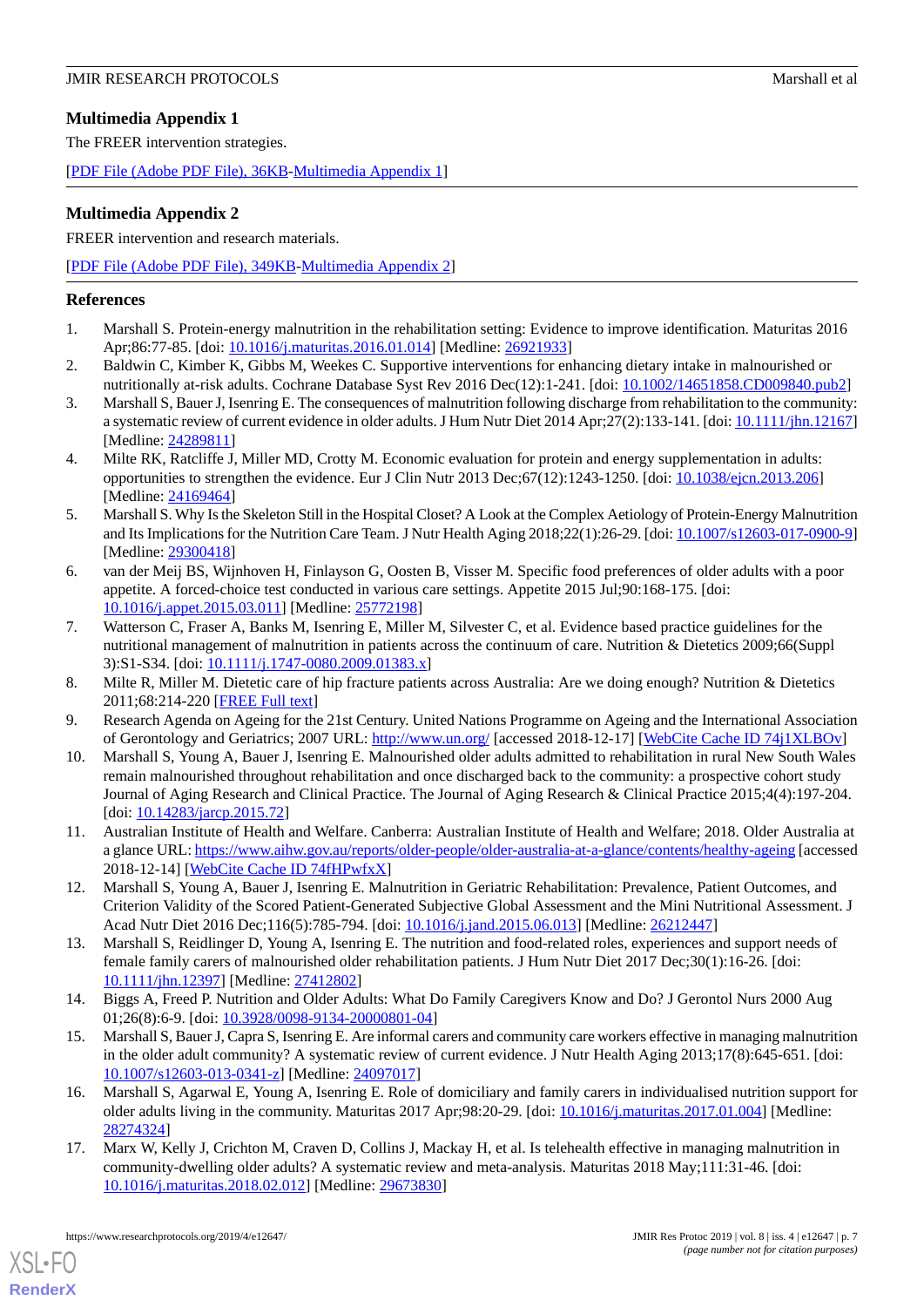## Multimedia Appendix 1

The FREER intervention strategies.

[PDF File (Adobe PDF File), 36KB-Multimedia Appendix 1]

## Multimedia Appendix 2

FREER intervention and research materials.

[PDF File (Adobe PDF File), 349KB-Multimedia Appendix 2]

## References

1. Marshall S. Protein-energy malnutrition in the rehabilitation setting: Evidence to improve identification. Maturitas 2016 Apr;86:77-85. [doi: 10.1016/j.maturitas.2016.01.014] [Medline: 26921933]
2. Baldwin C, Kimber K, Gibbs M, Weekes C. Supportive interventions for enhancing dietary intake in malnourished or nutritionally at-risk adults. Cochrane Database Syst Rev 2016 Dec(12):1-241. [doi: 10.1002/14651858.CD009840.pub2]
3. Marshall S, Bauer J, Isenring E. The consequences of malnutrition following discharge from rehabilitation to the community: a systematic review of current evidence in older adults. J Hum Nutr Diet 2014 Apr;27(2):133-141. [doi: 10.1111/jhn.12167] [Medline: 24289811]
4. Milte RK, Ratcliffe J, Miller MD, Crotty M. Economic evaluation for protein and energy supplementation in adults: opportunities to strengthen the evidence. Eur J Clin Nutr 2013 Dec;67(12):1243-1250. [doi: 10.1038/ejcn.2013.206] [Medline: 24169464]
5. Marshall S. Why Is the Skeleton Still in the Hospital Closet? A Look at the Complex Aetiology of Protein-Energy Malnutrition and Its Implications for the Nutrition Care Team. J Nutr Health Aging 2018;22(1):26-29. [doi: 10.1007/s12603-017-0900-9] [Medline: 29300418]
6. van der Meij BS, Wijnhoven H, Finlayson G, Oosten B, Visser M. Specific food preferences of older adults with a poor appetite. A forced-choice test conducted in various care settings. Appetite 2015 Jul;90:168-175. [doi: 10.1016/j.appet.2015.03.011] [Medline: 25772198]
7. Watterson C, Fraser A, Banks M, Isenring E, Miller M, Silvester C, et al. Evidence based practice guidelines for the nutritional management of malnutrition in patients across the continuum of care. Nutrition & Dietetics 2009;66(Suppl 3):S1-S34. [doi: 10.1111/j.1747-0080.2009.01383.x]
8. Milte R, Miller M. Dietetic care of hip fracture patients across Australia: Are we doing enough? Nutrition & Dietetics 2011;68:214-220 [FREE Full text]
9. Research Agenda on Ageing for the 21st Century. United Nations Programme on Ageing and the International Association of Gerontology and Geriatrics; 2007 URL: http://www.un.org/ [accessed 2018-12-17] [WebCite Cache ID 74j1XLBOv]
10. Marshall S, Young A, Bauer J, Isenring E. Malnourished older adults admitted to rehabilitation in rural New South Wales remain malnourished throughout rehabilitation and once discharged back to the community: a prospective cohort study Journal of Aging Research and Clinical Practice. The Journal of Aging Research & Clinical Practice 2015;4(4):197-204. [doi: 10.14283/jarcp.2015.72]
11. Australian Institute of Health and Welfare. Canberra: Australian Institute of Health and Welfare; 2018. Older Australia at a glance URL: https://www.aihw.gov.au/reports/older-people/older-australia-at-a-glance/contents/healthy-ageing [accessed 2018-12-14] [WebCite Cache ID 74fHPwfxX]
12. Marshall S, Young A, Bauer J, Isenring E. Malnutrition in Geriatric Rehabilitation: Prevalence, Patient Outcomes, and Criterion Validity of the Scored Patient-Generated Subjective Global Assessment and the Mini Nutritional Assessment. J Acad Nutr Diet 2016 Dec;116(5):785-794. [doi: 10.1016/j.jand.2015.06.013] [Medline: 26212447]
13. Marshall S, Reidlinger D, Young A, Isenring E. The nutrition and food-related roles, experiences and support needs of female family carers of malnourished older rehabilitation patients. J Hum Nutr Diet 2017 Dec;30(1):16-26. [doi: 10.1111/jhn.12397] [Medline: 27412802]
14. Biggs A, Freed P. Nutrition and Older Adults: What Do Family Caregivers Know and Do? J Gerontol Nurs 2000 Aug 01;26(8):6-9. [doi: 10.3928/0098-9134-20000801-04]
15. Marshall S, Bauer J, Capra S, Isenring E. Are informal carers and community care workers effective in managing malnutrition in the older adult community? A systematic review of current evidence. J Nutr Health Aging 2013;17(8):645-651. [doi: 10.1007/s12603-013-0341-z] [Medline: 24097017]
16. Marshall S, Agarwal E, Young A, Isenring E. Role of domiciliary and family carers in individualised nutrition support for older adults living in the community. Maturitas 2017 Apr;98:20-29. [doi: 10.1016/j.maturitas.2017.01.004] [Medline: 28274324]
17. Marx W, Kelly J, Crichton M, Craven D, Collins J, Mackay H, et al. Is telehealth effective in managing malnutrition in community-dwelling older adults? A systematic review and meta-analysis. Maturitas 2018 May;111:31-46. [doi: 10.1016/j.maturitas.2018.02.012] [Medline: 29673830]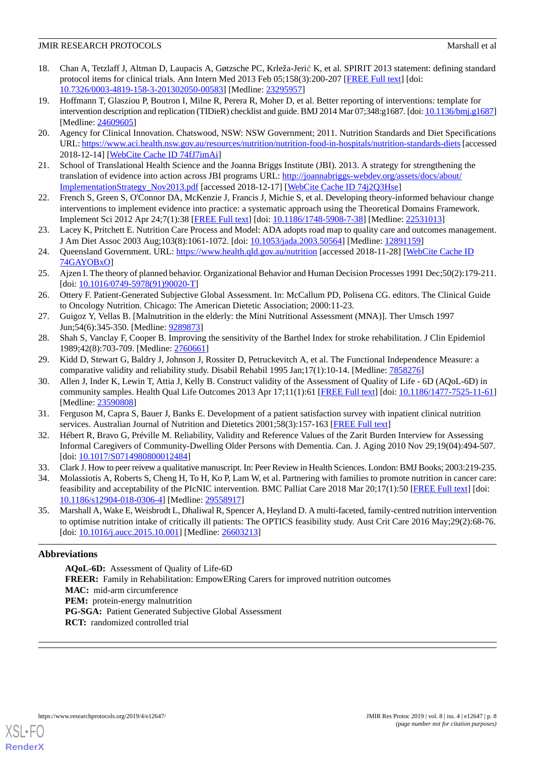18. Chan A, Tetzlaff J, Altman D, Laupacis A, Gøtzsche PC, Krleža-Jerić K, et al. SPIRIT 2013 statement: defining standard protocol items for clinical trials. Ann Intern Med 2013 Feb 05;158(3):200-207 [FREE Full text] [doi: 10.7326/0003-4819-158-3-201302050-00583] [Medline: 23295957]
19. Hoffmann T, Glasziou P, Boutron I, Milne R, Perera R, Moher D, et al. Better reporting of interventions: template for intervention description and replication (TIDieR) checklist and guide. BMJ 2014 Mar 07;348:g1687. [doi: 10.1136/bmj.g1687] [Medline: 24609605]
20. Agency for Clinical Innovation. Chatswood, NSW: NSW Government; 2011. Nutrition Standards and Diet Specifications URL: https://www.aci.health.nsw.gov.au/resources/nutrition/nutrition-food-in-hospitals/nutrition-standards-diets [accessed 2018-12-14] [WebCite Cache ID 74fJ7imAi]
21. School of Translational Health Science and the Joanna Briggs Institute (JBI). 2013. A strategy for strengthening the translation of evidence into action across JBI programs URL: http://joannabriggs-webdev.org/assets/docs/about/ImplementationStrategy_Nov2013.pdf [accessed 2018-12-17] [WebCite Cache ID 74j2Q3Hse]
22. French S, Green S, O'Connor DA, McKenzie J, Francis J, Michie S, et al. Developing theory-informed behaviour change interventions to implement evidence into practice: a systematic approach using the Theoretical Domains Framework. Implement Sci 2012 Apr 24;7(1):38 [FREE Full text] [doi: 10.1186/1748-5908-7-38] [Medline: 22531013]
23. Lacey K, Pritchett E. Nutrition Care Process and Model: ADA adopts road map to quality care and outcomes management. J Am Diet Assoc 2003 Aug;103(8):1061-1072. [doi: 10.1053/jada.2003.50564] [Medline: 12891159]
24. Queensland Government. URL: https://www.health.qld.gov.au/nutrition [accessed 2018-11-28] [WebCite Cache ID 74GAYOBxO]
25. Ajzen I. The theory of planned behavior. Organizational Behavior and Human Decision Processes 1991 Dec;50(2):179-211. [doi: 10.1016/0749-5978(91)90020-T]
26. Ottery F. Patient-Generated Subjective Global Assessment. In: McCallum PD, Polisena CG. editors. The Clinical Guide to Oncology Nutrition. Chicago: The American Dietetic Association; 2000:11-23.
27. Guigoz Y, Vellas B. [Malnutrition in the elderly: the Mini Nutritional Assessment (MNA)]. Ther Umsch 1997 Jun;54(6):345-350. [Medline: 9289873]
28. Shah S, Vanclay F, Cooper B. Improving the sensitivity of the Barthel Index for stroke rehabilitation. J Clin Epidemiol 1989;42(8):703-709. [Medline: 2760661]
29. Kidd D, Stewart G, Baldry J, Johnson J, Rossiter D, Petruckevitch A, et al. The Functional Independence Measure: a comparative validity and reliability study. Disabil Rehabil 1995 Jan;17(1):10-14. [Medline: 7858276]
30. Allen J, Inder K, Lewin T, Attia J, Kelly B. Construct validity of the Assessment of Quality of Life - 6D (AQoL-6D) in community samples. Health Qual Life Outcomes 2013 Apr 17;11(1):61 [FREE Full text] [doi: 10.1186/1477-7525-11-61] [Medline: 23590808]
31. Ferguson M, Capra S, Bauer J, Banks E. Development of a patient satisfaction survey with inpatient clinical nutrition services. Australian Journal of Nutrition and Dietetics 2001;58(3):157-163 [FREE Full text]
32. Hébert R, Bravo G, Préville M. Reliability, Validity and Reference Values of the Zarit Burden Interview for Assessing Informal Caregivers of Community-Dwelling Older Persons with Dementia. Can. J. Aging 2010 Nov 29;19(04):494-507. [doi: 10.1017/S0714980800012484]
33. Clark J. How to peer reivew a qualitative manuscript. In: Peer Review in Health Sciences. London: BMJ Books; 2003:219-235.
34. Molassiotis A, Roberts S, Cheng H, To H, Ko P, Lam W, et al. Partnering with families to promote nutrition in cancer care: feasibility and acceptability of the PIcNIC intervention. BMC Palliat Care 2018 Mar 20;17(1):50 [FREE Full text] [doi: 10.1186/s12904-018-0306-4] [Medline: 29558917]
35. Marshall A, Wake E, Weisbrodt L, Dhaliwal R, Spencer A, Heyland D. A multi-faceted, family-centred nutrition intervention to optimise nutrition intake of critically ill patients: The OPTICS feasibility study. Aust Crit Care 2016 May;29(2):68-76. [doi: 10.1016/j.aucc.2015.10.001] [Medline: 26603213]

## Abbreviations

**AQoL-6D:** Assessment of Quality of Life-6D
**FREER:** Family in Rehabilitation: EmpowERing Carers for improved nutrition outcomes
**MAC:** mid-arm circumference
**PEM:** protein-energy malnutrition
**PG-SGA:** Patient Generated Subjective Global Assessment
**RCT:** randomized controlled trial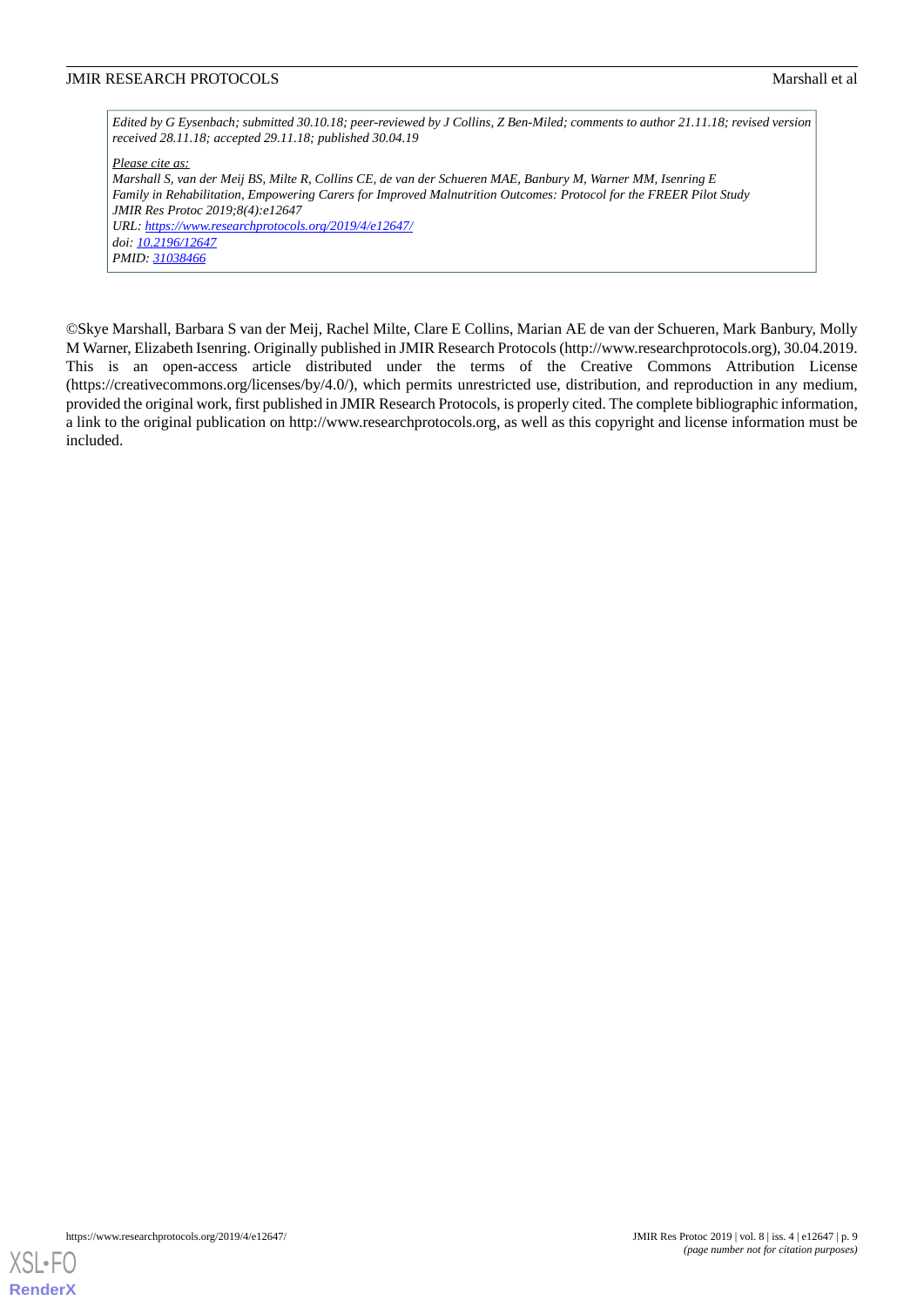*Edited by G Eysenbach; submitted 30.10.18; peer-reviewed by J Collins, Z Ben-Miled; comments to author 21.11.18; revised version received 28.11.18; accepted 29.11.18; published 30.04.19*

*Please cite as:*
*Marshall S, van der Meij BS, Milte R, Collins CE, de van der Schueren MAE, Banbury M, Warner MM, Isenring E*
*Family in Rehabilitation, Empowering Carers for Improved Malnutrition Outcomes: Protocol for the FREER Pilot Study*
*JMIR Res Protoc 2019;8(4):e12647*
*URL: https://www.researchprotocols.org/2019/4/e12647/*
*doi: 10.2196/12647*
*PMID: 31038466*

©Skye Marshall, Barbara S van der Meij, Rachel Milte, Clare E Collins, Marian AE de van der Schueren, Mark Banbury, Molly M Warner, Elizabeth Isenring. Originally published in JMIR Research Protocols (http://www.researchprotocols.org), 30.04.2019. This is an open-access article distributed under the terms of the Creative Commons Attribution License (https://creativecommons.org/licenses/by/4.0/), which permits unrestricted use, distribution, and reproduction in any medium, provided the original work, first published in JMIR Research Protocols, is properly cited. The complete bibliographic information, a link to the original publication on http://www.researchprotocols.org, as well as this copyright and license information must be included.